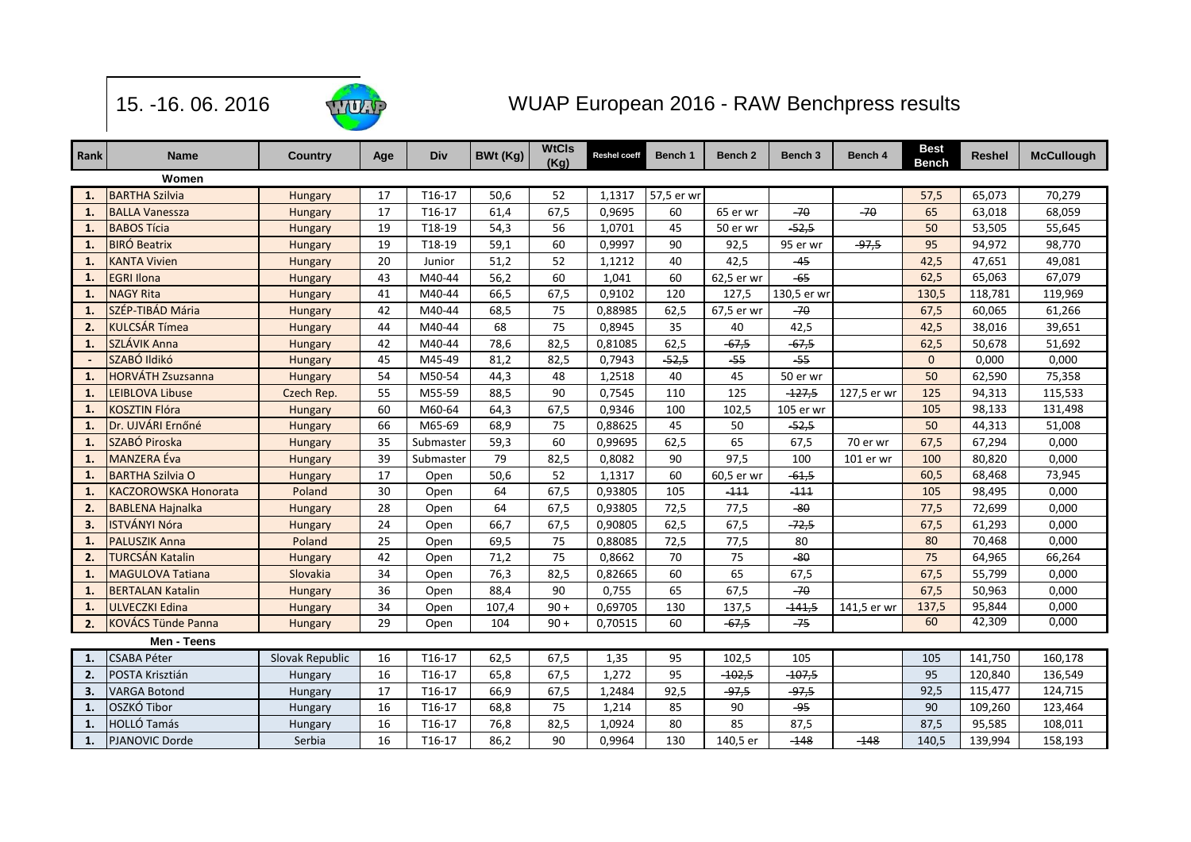15. -16. 06. 2016

# WUAP European 2016 - RAW Benchpress results

| Rank | Name | Country | Age | Div | BWt (Kg) | WtCls (Kg) | Reshel coeff | Bench 1 | Bench 2 | Bench 3 | Bench 4 | Best Bench | Reshel | McCullough |
|---|---|---|---|---|---|---|---|---|---|---|---|---|---|---|
| | **Women** | | | | | | | | | | | | | |
| 1. | BARTHA Szilvia | Hungary | 17 | T16-17 | 50,6 | 52 | 1,1317 | 57,5 er wr | | | | 57,5 | 65,073 | 70,279 |
| 1. | BALLA Vanessza | Hungary | 17 | T16-17 | 61,4 | 67,5 | 0,9695 | 60 | 65 er wr | ~~70~~ | ~~70~~ | 65 | 63,018 | 68,059 |
| 1. | BABOS Tícia | Hungary | 19 | T18-19 | 54,3 | 56 | 1,0701 | 45 | 50 er wr | ~~52,5~~ | | 50 | 53,505 | 55,645 |
| 1. | BIRÓ Beatrix | Hungary | 19 | T18-19 | 59,1 | 60 | 0,9997 | 90 | 92,5 | 95 er wr | ~~97,5~~ | 95 | 94,972 | 98,770 |
| 1. | KANTA Vivien | Hungary | 20 | Junior | 51,2 | 52 | 1,1212 | 40 | 42,5 | ~~45~~ | | 42,5 | 47,651 | 49,081 |
| 1. | EGRI Ilona | Hungary | 43 | M40-44 | 56,2 | 60 | 1,041 | 60 | 62,5 er wr | ~~65~~ | | 62,5 | 65,063 | 67,079 |
| 1. | NAGY Rita | Hungary | 41 | M40-44 | 66,5 | 67,5 | 0,9102 | 120 | 127,5 | 130,5 er wr | | 130,5 | 118,781 | 119,969 |
| 1. | SZÉP-TIBÁD Mária | Hungary | 42 | M40-44 | 68,5 | 75 | 0,88985 | 62,5 | 67,5 er wr | ~~70~~ | | 67,5 | 60,065 | 61,266 |
| 2. | KULCSÁR Tímea | Hungary | 44 | M40-44 | 68 | 75 | 0,8945 | 35 | 40 | 42,5 | | 42,5 | 38,016 | 39,651 |
| 1. | SZLÁVIK Anna | Hungary | 42 | M40-44 | 78,6 | 82,5 | 0,81085 | 62,5 | ~~67,5~~ | ~~67,5~~ | | 62,5 | 50,678 | 51,692 |
| - | SZABÓ Ildikó | Hungary | 45 | M45-49 | 81,2 | 82,5 | 0,7943 | ~~52,5~~ | ~~55~~ | ~~55~~ | | 0 | 0,000 | 0,000 |
| 1. | HORVÁTH Zsuzsanna | Hungary | 54 | M50-54 | 44,3 | 48 | 1,2518 | 40 | 45 | 50 er wr | | 50 | 62,590 | 75,358 |
| 1. | LEIBLOVA Libuse | Czech Rep. | 55 | M55-59 | 88,5 | 90 | 0,7545 | 110 | 125 | ~~127,5~~ | 127,5 er wr | 125 | 94,313 | 115,533 |
| 1. | KOSZTIN Flóra | Hungary | 60 | M60-64 | 64,3 | 67,5 | 0,9346 | 100 | 102,5 | 105 er wr | | 105 | 98,133 | 131,498 |
| 1. | Dr. UJVÁRI Ernőné | Hungary | 66 | M65-69 | 68,9 | 75 | 0,88625 | 45 | 50 | ~~52,5~~ | | 50 | 44,313 | 51,008 |
| 1. | SZABÓ Piroska | Hungary | 35 | Submaster | 59,3 | 60 | 0,99695 | 62,5 | 65 | 67,5 | 70 er wr | 67,5 | 67,294 | 0,000 |
| 1. | MANZERA Éva | Hungary | 39 | Submaster | 79 | 82,5 | 0,8082 | 90 | 97,5 | 100 | 101 er wr | 100 | 80,820 | 0,000 |
| 1. | BARTHA Szilvia O | Hungary | 17 | Open | 50,6 | 52 | 1,1317 | 60 | 60,5 er wr | ~~61,5~~ | | 60,5 | 68,468 | 73,945 |
| 1. | KACZOROWSKA Honorata | Poland | 30 | Open | 64 | 67,5 | 0,93805 | 105 | ~~111~~ | ~~111~~ | | 105 | 98,495 | 0,000 |
| 2. | BABLENA Hajnalka | Hungary | 28 | Open | 64 | 67,5 | 0,93805 | 72,5 | 77,5 | ~~80~~ | | 77,5 | 72,699 | 0,000 |
| 3. | ISTVÁNYI Nóra | Hungary | 24 | Open | 66,7 | 67,5 | 0,90805 | 62,5 | 67,5 | ~~72,5~~ | | 67,5 | 61,293 | 0,000 |
| 1. | PALUSZIK Anna | Poland | 25 | Open | 69,5 | 75 | 0,88085 | 72,5 | 77,5 | 80 | | 80 | 70,468 | 0,000 |
| 2. | TURCSÁN Katalin | Hungary | 42 | Open | 71,2 | 75 | 0,8662 | 70 | 75 | ~~80~~ | | 75 | 64,965 | 66,264 |
| 1. | MAGULOVA Tatiana | Slovakia | 34 | Open | 76,3 | 82,5 | 0,82665 | 60 | 65 | 67,5 | | 67,5 | 55,799 | 0,000 |
| 1. | BERTALAN Katalin | Hungary | 36 | Open | 88,4 | 90 | 0,755 | 65 | 67,5 | ~~70~~ | | 67,5 | 50,963 | 0,000 |
| 1. | ULVECZKI Edina | Hungary | 34 | Open | 107,4 | 90 + | 0,69705 | 130 | 137,5 | ~~141,5~~ | 141,5 er wr | 137,5 | 95,844 | 0,000 |
| 2. | KOVÁCS Tünde Panna | Hungary | 29 | Open | 104 | 90 + | 0,70515 | 60 | ~~67,5~~ | ~~75~~ | | 60 | 42,309 | 0,000 |
| | **Men - Teens** | | | | | | | | | | | | | |
| 1. | CSABA Péter | Slovak Republic | 16 | T16-17 | 62,5 | 67,5 | 1,35 | 95 | 102,5 | 105 | | 105 | 141,750 | 160,178 |
| 2. | POSTA Krisztián | Hungary | 16 | T16-17 | 65,8 | 67,5 | 1,272 | 95 | ~~102,5~~ | ~~107,5~~ | | 95 | 120,840 | 136,549 |
| 3. | VARGA Botond | Hungary | 17 | T16-17 | 66,9 | 67,5 | 1,2484 | 92,5 | ~~97,5~~ | ~~97,5~~ | | 92,5 | 115,477 | 124,715 |
| 1. | OSZKÓ Tibor | Hungary | 16 | T16-17 | 68,8 | 75 | 1,214 | 85 | 90 | ~~95~~ | | 90 | 109,260 | 123,464 |
| 1. | HOLLÓ Tamás | Hungary | 16 | T16-17 | 76,8 | 82,5 | 1,0924 | 80 | 85 | 87,5 | | 87,5 | 95,585 | 108,011 |
| 1. | PJANOVIC Dorde | Serbia | 16 | T16-17 | 86,2 | 90 | 0,9964 | 130 | 140,5 er | ~~148~~ | ~~148~~ | 140,5 | 139,994 | 158,193 |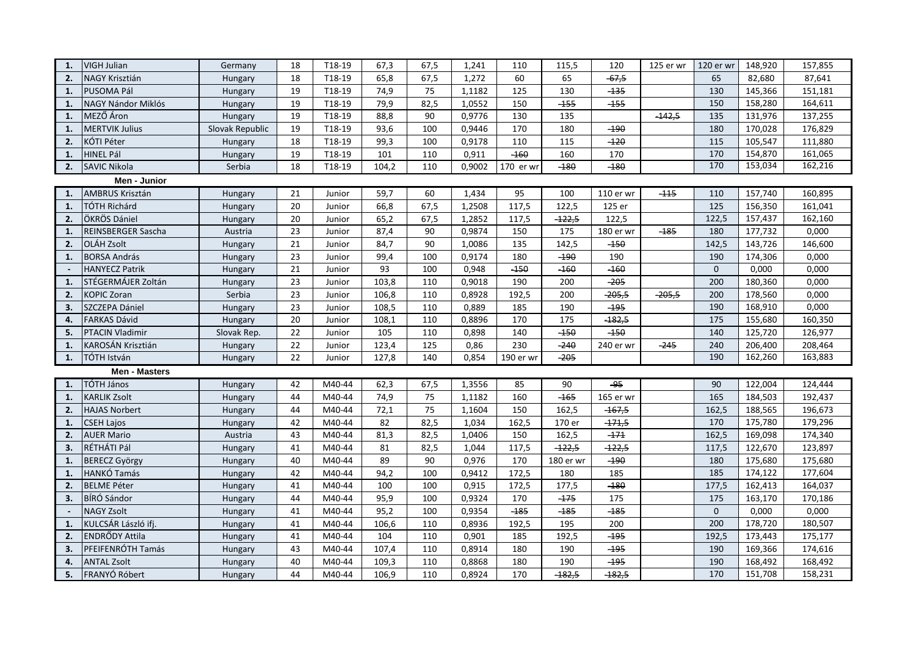| | | | | | | | | | | | | | | |
|---|---|---|---|---|---|---|---|---|---|---|---|---|---|---|
| **1.** | VIGH Julian | Germany | 18 | T18-19 | 67,3 | 67,5 | 1,241 | 110 | 115,5 | 120 | 125 er wr | 120 er wr | 148,920 | 157,855 |
| **2.** | NAGY Krisztián | Hungary | 18 | T18-19 | 65,8 | 67,5 | 1,272 | 60 | 65 | ~~-67,5~~ | | 65 | 82,680 | 87,641 |
| **1.** | PUSOMA Pál | Hungary | 19 | T18-19 | 74,9 | 75 | 1,1182 | 125 | 130 | ~~-135~~ | | 130 | 145,366 | 151,181 |
| **1.** | NAGY Nándor Miklós | Hungary | 19 | T18-19 | 79,9 | 82,5 | 1,0552 | 150 | ~~-155~~ | ~~-155~~ | | 150 | 158,280 | 164,611 |
| **1.** | MEZŐ Áron | Hungary | 19 | T18-19 | 88,8 | 90 | 0,9776 | 130 | 135 | | ~~-142,5~~ | 135 | 131,976 | 137,255 |
| **1.** | MERTVIK Julius | Slovak Republic | 19 | T18-19 | 93,6 | 100 | 0,9446 | 170 | 180 | ~~-190~~ | | 180 | 170,028 | 176,829 |
| **2.** | KÓTI Péter | Hungary | 18 | T18-19 | 99,3 | 100 | 0,9178 | 110 | 115 | ~~-120~~ | | 115 | 105,547 | 111,880 |
| **1.** | HINEL Pál | Hungary | 19 | T18-19 | 101 | 110 | 0,911 | ~~-160~~ | 160 | 170 | | 170 | 154,870 | 161,065 |
| **2.** | SAVIC Nikola | Serbia | 18 | T18-19 | 104,2 | 110 | 0,9002 | 170 er wr | ~~-180~~ | ~~-180~~ | | 170 | 153,034 | 162,216 |
| | **Men - Junior** | | | | | | | | | | | | | |
| **1.** | AMBRUS Krisztán | Hungary | 21 | Junior | 59,7 | 60 | 1,434 | 95 | 100 | 110 er wr | ~~-115~~ | 110 | 157,740 | 160,895 |
| **1.** | TÓTH Richárd | Hungary | 20 | Junior | 66,8 | 67,5 | 1,2508 | 117,5 | 122,5 | 125 er | | 125 | 156,350 | 161,041 |
| **2.** | ÖKRÖS Dániel | Hungary | 20 | Junior | 65,2 | 67,5 | 1,2852 | 117,5 | ~~-122,5~~ | 122,5 | | 122,5 | 157,437 | 162,160 |
| **1.** | REINSBERGER Sascha | Austria | 23 | Junior | 87,4 | 90 | 0,9874 | 150 | 175 | 180 er wr | ~~-185~~ | 180 | 177,732 | 0,000 |
| **2.** | OLÁH Zsolt | Hungary | 21 | Junior | 84,7 | 90 | 1,0086 | 135 | 142,5 | ~~-150~~ | | 142,5 | 143,726 | 146,600 |
| **1.** | BORSA András | Hungary | 23 | Junior | 99,4 | 100 | 0,9174 | 180 | ~~-190~~ | 190 | | 190 | 174,306 | 0,000 |
| **-** | HANYECZ Patrik | Hungary | 21 | Junior | 93 | 100 | 0,948 | ~~-150~~ | ~~-160~~ | ~~-160~~ | | 0 | 0,000 | 0,000 |
| **1.** | STÉGERMÁJER Zoltán | Hungary | 23 | Junior | 103,8 | 110 | 0,9018 | 190 | 200 | ~~-205~~ | | 200 | 180,360 | 0,000 |
| **2.** | KOPIC Zoran | Serbia | 23 | Junior | 106,8 | 110 | 0,8928 | 192,5 | 200 | ~~-205,5~~ | ~~-205,5~~ | 200 | 178,560 | 0,000 |
| **3.** | SZCZEPA Dániel | Hungary | 23 | Junior | 108,5 | 110 | 0,889 | 185 | 190 | ~~-195~~ | | 190 | 168,910 | 0,000 |
| **4.** | FARKAS Dávid | Hungary | 20 | Junior | 108,1 | 110 | 0,8896 | 170 | 175 | ~~-182,5~~ | | 175 | 155,680 | 160,350 |
| **5.** | PTACIN Vladimir | Slovak Rep. | 22 | Junior | 105 | 110 | 0,898 | 140 | ~~-150~~ | ~~-150~~ | | 140 | 125,720 | 126,977 |
| **1.** | KAROSÁN Krisztián | Hungary | 22 | Junior | 123,4 | 125 | 0,86 | 230 | ~~-240~~ | 240 er wr | ~~-245~~ | 240 | 206,400 | 208,464 |
| **1.** | TÓTH István | Hungary | 22 | Junior | 127,8 | 140 | 0,854 | 190 er wr | ~~-205~~ | | | 190 | 162,260 | 163,883 |
| | **Men - Masters** | | | | | | | | | | | | | |
| **1.** | TÓTH János | Hungary | 42 | M40-44 | 62,3 | 67,5 | 1,3556 | 85 | 90 | ~~-95~~ | | 90 | 122,004 | 124,444 |
| **1.** | KARLIK Zsolt | Hungary | 44 | M40-44 | 74,9 | 75 | 1,1182 | 160 | ~~-165~~ | 165 er wr | | 165 | 184,503 | 192,437 |
| **2.** | HAJAS Norbert | Hungary | 44 | M40-44 | 72,1 | 75 | 1,1604 | 150 | 162,5 | ~~-167,5~~ | | 162,5 | 188,565 | 196,673 |
| **1.** | CSEH Lajos | Hungary | 42 | M40-44 | 82 | 82,5 | 1,034 | 162,5 | 170 er | ~~-171,5~~ | | 170 | 175,780 | 179,296 |
| **2.** | AUER Mario | Austria | 43 | M40-44 | 81,3 | 82,5 | 1,0406 | 150 | 162,5 | ~~-171~~ | | 162,5 | 169,098 | 174,340 |
| **3.** | RÉTHÁTI Pál | Hungary | 41 | M40-44 | 81 | 82,5 | 1,044 | 117,5 | ~~-122,5~~ | ~~-122,5~~ | | 117,5 | 122,670 | 123,897 |
| **1.** | BERECZ György | Hungary | 40 | M40-44 | 89 | 90 | 0,976 | 170 | 180 er wr | ~~-190~~ | | 180 | 175,680 | 175,680 |
| **1.** | HANKÓ Tamás | Hungary | 42 | M40-44 | 94,2 | 100 | 0,9412 | 172,5 | 180 | 185 | | 185 | 174,122 | 177,604 |
| **2.** | BELME Péter | Hungary | 41 | M40-44 | 100 | 100 | 0,915 | 172,5 | 177,5 | ~~-180~~ | | 177,5 | 162,413 | 164,037 |
| **3.** | BÍRÓ Sándor | Hungary | 44 | M40-44 | 95,9 | 100 | 0,9324 | 170 | ~~-175~~ | 175 | | 175 | 163,170 | 170,186 |
| **-** | NAGY Zsolt | Hungary | 41 | M40-44 | 95,2 | 100 | 0,9354 | ~~-185~~ | ~~-185~~ | ~~-185~~ | | 0 | 0,000 | 0,000 |
| **1.** | KULCSÁR László ifj. | Hungary | 41 | M40-44 | 106,6 | 110 | 0,8936 | 192,5 | 195 | 200 | | 200 | 178,720 | 180,507 |
| **2.** | ENDRŐDY Attila | Hungary | 41 | M40-44 | 104 | 110 | 0,901 | 185 | 192,5 | ~~-195~~ | | 192,5 | 173,443 | 175,177 |
| **3.** | PFEIFENRÓTH Tamás | Hungary | 43 | M40-44 | 107,4 | 110 | 0,8914 | 180 | 190 | ~~-195~~ | | 190 | 169,366 | 174,616 |
| **4.** | ANTAL Zsolt | Hungary | 40 | M40-44 | 109,3 | 110 | 0,8868 | 180 | 190 | ~~-195~~ | | 190 | 168,492 | 168,492 |
| **5.** | FRANYÓ Róbert | Hungary | 44 | M40-44 | 106,9 | 110 | 0,8924 | 170 | ~~-182,5~~ | ~~-182,5~~ | | 170 | 151,708 | 158,231 |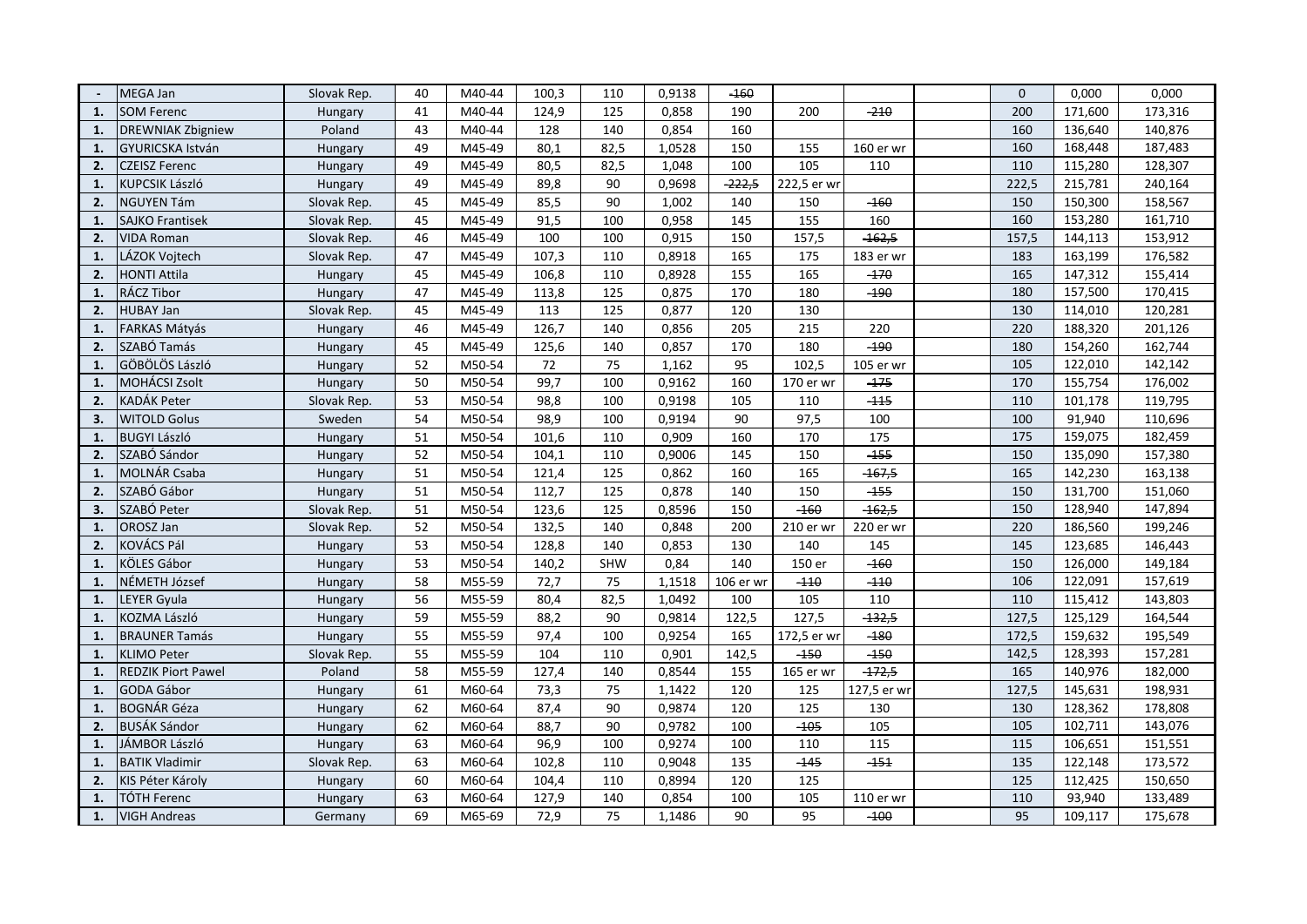| - | MEGA Jan | Slovak Rep. | 40 | M40-44 | 100,3 | 110 | 0,9138 | ~~160~~ | | | | 0 | 0,000 | 0,000 |
|---|---|---|---|---|---|---|---|---|---|---|---|---|---|---|
| 1. | SOM Ferenc | Hungary | 41 | M40-44 | 124,9 | 125 | 0,858 | 190 | 200 | ~~210~~ | | 200 | 171,600 | 173,316 |
| 1. | DREWNIAK Zbigniew | Poland | 43 | M40-44 | 128 | 140 | 0,854 | 160 | | | | 160 | 136,640 | 140,876 |
| 1. | GYURICSKA István | Hungary | 49 | M45-49 | 80,1 | 82,5 | 1,0528 | 150 | 155 | 160 er wr | | 160 | 168,448 | 187,483 |
| 2. | CZEISZ Ferenc | Hungary | 49 | M45-49 | 80,5 | 82,5 | 1,048 | 100 | 105 | 110 | | 110 | 115,280 | 128,307 |
| 1. | KUPCSIK László | Hungary | 49 | M45-49 | 89,8 | 90 | 0,9698 | ~~222,5~~ | 222,5 er wr | | | 222,5 | 215,781 | 240,164 |
| 2. | NGUYEN Tám | Slovak Rep. | 45 | M45-49 | 85,5 | 90 | 1,002 | 140 | 150 | ~~160~~ | | 150 | 150,300 | 158,567 |
| 1. | SAJKO Frantisek | Slovak Rep. | 45 | M45-49 | 91,5 | 100 | 0,958 | 145 | 155 | 160 | | 160 | 153,280 | 161,710 |
| 2. | VIDA Roman | Slovak Rep. | 46 | M45-49 | 100 | 100 | 0,915 | 150 | 157,5 | ~~162,5~~ | | 157,5 | 144,113 | 153,912 |
| 1. | LÁZOK Vojtech | Slovak Rep. | 47 | M45-49 | 107,3 | 110 | 0,8918 | 165 | 175 | 183 er wr | | 183 | 163,199 | 176,582 |
| 2. | HONTI Attila | Hungary | 45 | M45-49 | 106,8 | 110 | 0,8928 | 155 | 165 | ~~170~~ | | 165 | 147,312 | 155,414 |
| 1. | RÁCZ Tibor | Hungary | 47 | M45-49 | 113,8 | 125 | 0,875 | 170 | 180 | ~~190~~ | | 180 | 157,500 | 170,415 |
| 2. | HUBAY Jan | Slovak Rep. | 45 | M45-49 | 113 | 125 | 0,877 | 120 | 130 | | | 130 | 114,010 | 120,281 |
| 1. | FARKAS Mátyás | Hungary | 46 | M45-49 | 126,7 | 140 | 0,856 | 205 | 215 | 220 | | 220 | 188,320 | 201,126 |
| 2. | SZABÓ Tamás | Hungary | 45 | M45-49 | 125,6 | 140 | 0,857 | 170 | 180 | ~~190~~ | | 180 | 154,260 | 162,744 |
| 1. | GÖBÖLÖS László | Hungary | 52 | M50-54 | 72 | 75 | 1,162 | 95 | 102,5 | 105 er wr | | 105 | 122,010 | 142,142 |
| 1. | MOHÁCSI Zsolt | Hungary | 50 | M50-54 | 99,7 | 100 | 0,9162 | 160 | 170 er wr | ~~175~~ | | 170 | 155,754 | 176,002 |
| 2. | KADÁK Peter | Slovak Rep. | 53 | M50-54 | 98,8 | 100 | 0,9198 | 105 | 110 | ~~115~~ | | 110 | 101,178 | 119,795 |
| 3. | WITOLD Golus | Sweden | 54 | M50-54 | 98,9 | 100 | 0,9194 | 90 | 97,5 | 100 | | 100 | 91,940 | 110,696 |
| 1. | BUGYI László | Hungary | 51 | M50-54 | 101,6 | 110 | 0,909 | 160 | 170 | 175 | | 175 | 159,075 | 182,459 |
| 2. | SZABÓ Sándor | Hungary | 52 | M50-54 | 104,1 | 110 | 0,9006 | 145 | 150 | ~~155~~ | | 150 | 135,090 | 157,380 |
| 1. | MOLNÁR Csaba | Hungary | 51 | M50-54 | 121,4 | 125 | 0,862 | 160 | 165 | ~~167,5~~ | | 165 | 142,230 | 163,138 |
| 2. | SZABÓ Gábor | Hungary | 51 | M50-54 | 112,7 | 125 | 0,878 | 140 | 150 | ~~155~~ | | 150 | 131,700 | 151,060 |
| 3. | SZABÓ Peter | Slovak Rep. | 51 | M50-54 | 123,6 | 125 | 0,8596 | 150 | ~~160~~ | ~~162,5~~ | | 150 | 128,940 | 147,894 |
| 1. | OROSZ Jan | Slovak Rep. | 52 | M50-54 | 132,5 | 140 | 0,848 | 200 | 210 er wr | 220 er wr | | 220 | 186,560 | 199,246 |
| 2. | KOVÁCS Pál | Hungary | 53 | M50-54 | 128,8 | 140 | 0,853 | 130 | 140 | 145 | | 145 | 123,685 | 146,443 |
| 1. | KÖLES Gábor | Hungary | 53 | M50-54 | 140,2 | SHW | 0,84 | 140 | 150 er | ~~160~~ | | 150 | 126,000 | 149,184 |
| 1. | NÉMETH József | Hungary | 58 | M55-59 | 72,7 | 75 | 1,1518 | 106 er wr | ~~110~~ | ~~110~~ | | 106 | 122,091 | 157,619 |
| 1. | LEYER Gyula | Hungary | 56 | M55-59 | 80,4 | 82,5 | 1,0492 | 100 | 105 | 110 | | 110 | 115,412 | 143,803 |
| 1. | KOZMA László | Hungary | 59 | M55-59 | 88,2 | 90 | 0,9814 | 122,5 | 127,5 | ~~132,5~~ | | 127,5 | 125,129 | 164,544 |
| 1. | BRAUNER Tamás | Hungary | 55 | M55-59 | 97,4 | 100 | 0,9254 | 165 | 172,5 er wr | ~~180~~ | | 172,5 | 159,632 | 195,549 |
| 1. | KLIMO Peter | Slovak Rep. | 55 | M55-59 | 104 | 110 | 0,901 | 142,5 | ~~150~~ | ~~150~~ | | 142,5 | 128,393 | 157,281 |
| 1. | REDZIK Piort Pawel | Poland | 58 | M55-59 | 127,4 | 140 | 0,8544 | 155 | 165 er wr | ~~172,5~~ | | 165 | 140,976 | 182,000 |
| 1. | GODA Gábor | Hungary | 61 | M60-64 | 73,3 | 75 | 1,1422 | 120 | 125 | 127,5 er wr | | 127,5 | 145,631 | 198,931 |
| 1. | BOGNÁR Géza | Hungary | 62 | M60-64 | 87,4 | 90 | 0,9874 | 120 | 125 | 130 | | 130 | 128,362 | 178,808 |
| 2. | BUSÁK Sándor | Hungary | 62 | M60-64 | 88,7 | 90 | 0,9782 | 100 | ~~105~~ | 105 | | 105 | 102,711 | 143,076 |
| 1. | JÁMBOR László | Hungary | 63 | M60-64 | 96,9 | 100 | 0,9274 | 100 | 110 | 115 | | 115 | 106,651 | 151,551 |
| 1. | BATIK Vladimir | Slovak Rep. | 63 | M60-64 | 102,8 | 110 | 0,9048 | 135 | ~~145~~ | ~~151~~ | | 135 | 122,148 | 173,572 |
| 2. | KIS Péter Károly | Hungary | 60 | M60-64 | 104,4 | 110 | 0,8994 | 120 | 125 | | | 125 | 112,425 | 150,650 |
| 1. | TÓTH Ferenc | Hungary | 63 | M60-64 | 127,9 | 140 | 0,854 | 100 | 105 | 110 er wr | | 110 | 93,940 | 133,489 |
| 1. | VIGH Andreas | Germany | 69 | M65-69 | 72,9 | 75 | 1,1486 | 90 | 95 | ~~100~~ | | 95 | 109,117 | 175,678 |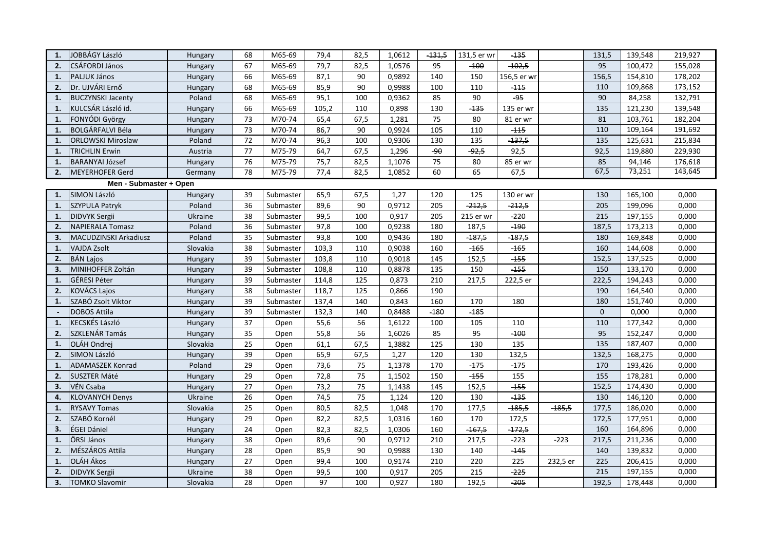| | | | | | | | | | | | | | | |
|---|---|---|---|---|---|---|---|---|---|---|---|---|---|---|
| **1.** | JOBBÁGY László | Hungary | 68 | M65-69 | 79,4 | 82,5 | 1,0612 | ~~131,5~~ | 131,5 er wr | ~~135~~ | | 131,5 | 139,548 | 219,927 |
| **2.** | CSÁFORDI János | Hungary | 67 | M65-69 | 79,7 | 82,5 | 1,0576 | 95 | ~~100~~ | ~~102,5~~ | | 95 | 100,472 | 155,028 |
| **1.** | PALJUK János | Hungary | 66 | M65-69 | 87,1 | 90 | 0,9892 | 140 | 150 | 156,5 er wr | | 156,5 | 154,810 | 178,202 |
| **2.** | Dr. UJVÁRI Ernő | Hungary | 68 | M65-69 | 85,9 | 90 | 0,9988 | 100 | 110 | ~~115~~ | | 110 | 109,868 | 173,152 |
| **1.** | BUCZYNSKI Jacenty | Poland | 68 | M65-69 | 95,1 | 100 | 0,9362 | 85 | 90 | ~~95~~ | | 90 | 84,258 | 132,791 |
| **1.** | KULCSÁR László id. | Hungary | 66 | M65-69 | 105,2 | 110 | 0,898 | 130 | ~~135~~ | 135 er wr | | 135 | 121,230 | 139,548 |
| **1.** | FONYÓDI György | Hungary | 73 | M70-74 | 65,4 | 67,5 | 1,281 | 75 | 80 | 81 er wr | | 81 | 103,761 | 182,204 |
| **1.** | BOLGÁRFALVI Béla | Hungary | 73 | M70-74 | 86,7 | 90 | 0,9924 | 105 | 110 | ~~115~~ | | 110 | 109,164 | 191,692 |
| **1.** | ORLOWSKI Miroslaw | Poland | 72 | M70-74 | 96,3 | 100 | 0,9306 | 130 | 135 | ~~137,5~~ | | 135 | 125,631 | 215,834 |
| **1.** | TRICHLIN Erwin | Austria | 77 | M75-79 | 64,7 | 67,5 | 1,296 | ~~90~~ | ~~92,5~~ | 92,5 | | 92,5 | 119,880 | 229,930 |
| **1.** | BARANYAI József | Hungary | 76 | M75-79 | 75,7 | 82,5 | 1,1076 | 75 | 80 | 85 er wr | | 85 | 94,146 | 176,618 |
| **2.** | MEYERHOFER Gerd | Germany | 78 | M75-79 | 77,4 | 82,5 | 1,0852 | 60 | 65 | 67,5 | | 67,5 | 73,251 | 143,645 |
| | **Men - Submaster + Open** | | | | | | | | | | | | | |
| **1.** | SIMON László | Hungary | 39 | Submaster | 65,9 | 67,5 | 1,27 | 120 | 125 | 130 er wr | | 130 | 165,100 | 0,000 |
| **1.** | SZYPULA Patryk | Poland | 36 | Submaster | 89,6 | 90 | 0,9712 | 205 | ~~212,5~~ | ~~212,5~~ | | 205 | 199,096 | 0,000 |
| **1.** | DIDVYK Sergii | Ukraine | 38 | Submaster | 99,5 | 100 | 0,917 | 205 | 215 er wr | ~~220~~ | | 215 | 197,155 | 0,000 |
| **2.** | NAPIERALA Tomasz | Poland | 36 | Submaster | 97,8 | 100 | 0,9238 | 180 | 187,5 | ~~190~~ | | 187,5 | 173,213 | 0,000 |
| **3.** | MACUDZINSKI Arkadiusz | Poland | 35 | Submaster | 93,8 | 100 | 0,9436 | 180 | ~~187,5~~ | ~~187,5~~ | | 180 | 169,848 | 0,000 |
| **1.** | VAJDA Zsolt | Slovakia | 38 | Submaster | 103,3 | 110 | 0,9038 | 160 | ~~165~~ | ~~165~~ | | 160 | 144,608 | 0,000 |
| **2.** | BÁN Lajos | Hungary | 39 | Submaster | 103,8 | 110 | 0,9018 | 145 | 152,5 | ~~155~~ | | 152,5 | 137,525 | 0,000 |
| **3.** | MINIHOFFER Zoltán | Hungary | 39 | Submaster | 108,8 | 110 | 0,8878 | 135 | 150 | ~~155~~ | | 150 | 133,170 | 0,000 |
| **1.** | GÉRESI Péter | Hungary | 39 | Submaster | 114,8 | 125 | 0,873 | 210 | 217,5 | 222,5 er | | 222,5 | 194,243 | 0,000 |
| **2.** | KOVÁCS Lajos | Hungary | 38 | Submaster | 118,7 | 125 | 0,866 | 190 | | | | 190 | 164,540 | 0,000 |
| **1.** | SZABÓ Zsolt Viktor | Hungary | 39 | Submaster | 137,4 | 140 | 0,843 | 160 | 170 | 180 | | 180 | 151,740 | 0,000 |
| **-** | DOBOS Attila | Hungary | 39 | Submaster | 132,3 | 140 | 0,8488 | ~~180~~ | ~~185~~ | | | 0 | 0,000 | 0,000 |
| **1.** | KECSKÉS László | Hungary | 37 | Open | 55,6 | 56 | 1,6122 | 100 | 105 | 110 | | 110 | 177,342 | 0,000 |
| **2.** | SZKLENÁR Tamás | Hungary | 35 | Open | 55,8 | 56 | 1,6026 | 85 | 95 | ~~100~~ | | 95 | 152,247 | 0,000 |
| **1.** | OLÁH Ondrej | Slovakia | 25 | Open | 61,1 | 67,5 | 1,3882 | 125 | 130 | 135 | | 135 | 187,407 | 0,000 |
| **2.** | SIMON László | Hungary | 39 | Open | 65,9 | 67,5 | 1,27 | 120 | 130 | 132,5 | | 132,5 | 168,275 | 0,000 |
| **1.** | ADAMASZEK Konrad | Poland | 29 | Open | 73,6 | 75 | 1,1378 | 170 | ~~175~~ | ~~175~~ | | 170 | 193,426 | 0,000 |
| **2.** | SUSZTER Máté | Hungary | 29 | Open | 72,8 | 75 | 1,1502 | 150 | ~~155~~ | 155 | | 155 | 178,281 | 0,000 |
| **3.** | VÉN Csaba | Hungary | 27 | Open | 73,2 | 75 | 1,1438 | 145 | 152,5 | ~~155~~ | | 152,5 | 174,430 | 0,000 |
| **4.** | KLOVANYCH Denys | Ukraine | 26 | Open | 74,5 | 75 | 1,124 | 120 | 130 | ~~135~~ | | 130 | 146,120 | 0,000 |
| **1.** | RYSAVY Tomas | Slovakia | 25 | Open | 80,5 | 82,5 | 1,048 | 170 | 177,5 | ~~185,5~~ | ~~185,5~~ | 177,5 | 186,020 | 0,000 |
| **2.** | SZABÓ Kornél | Hungary | 29 | Open | 82,2 | 82,5 | 1,0316 | 160 | 170 | 172,5 | | 172,5 | 177,951 | 0,000 |
| **3.** | ÉGEI Dániel | Hungary | 24 | Open | 82,3 | 82,5 | 1,0306 | 160 | ~~167,5~~ | ~~172,5~~ | | 160 | 164,896 | 0,000 |
| **1.** | ÖRSI János | Hungary | 38 | Open | 89,6 | 90 | 0,9712 | 210 | 217,5 | ~~223~~ | ~~223~~ | 217,5 | 211,236 | 0,000 |
| **2.** | MÉSZÁROS Attila | Hungary | 28 | Open | 85,9 | 90 | 0,9988 | 130 | 140 | ~~145~~ | | 140 | 139,832 | 0,000 |
| **1.** | OLÁH Ákos | Hungary | 27 | Open | 99,4 | 100 | 0,9174 | 210 | 220 | 225 | 232,5 er | 225 | 206,415 | 0,000 |
| **2.** | DIDVYK Sergii | Ukraine | 38 | Open | 99,5 | 100 | 0,917 | 205 | 215 | ~~225~~ | | 215 | 197,155 | 0,000 |
| **3.** | TOMKO Slavomir | Slovakia | 28 | Open | 97 | 100 | 0,927 | 180 | 192,5 | ~~205~~ | | 192,5 | 178,448 | 0,000 |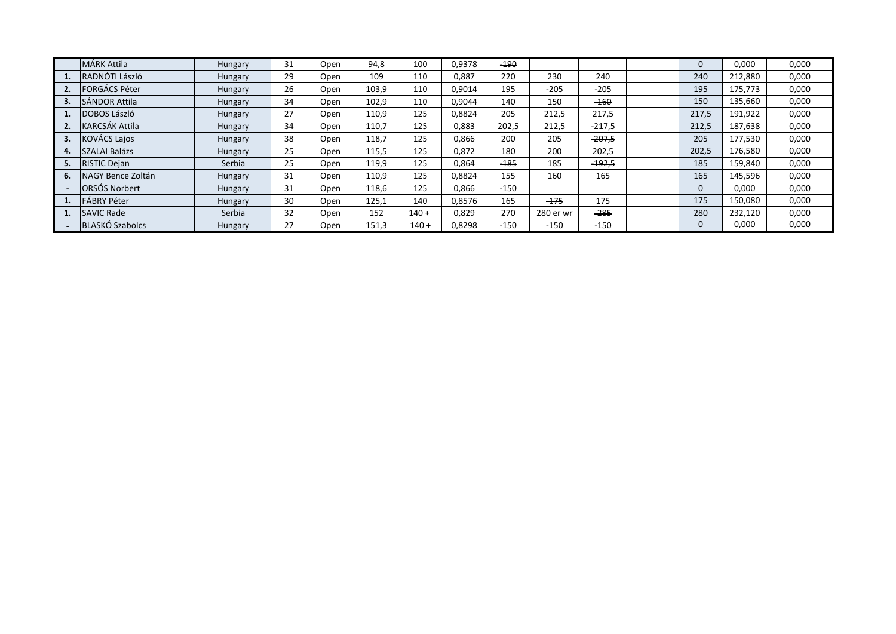| | | | | | | | | | | | | | | |
|---|---|---|---|---|---|---|---|---|---|---|---|---|---|---|
| | MÁRK Attila | Hungary | 31 | Open | 94,8 | 100 | 0,9378 | ~~190~~ | | | | 0 | 0,000 | 0,000 |
| 1. | RADNÓTI László | Hungary | 29 | Open | 109 | 110 | 0,887 | 220 | 230 | 240 | | 240 | 212,880 | 0,000 |
| 2. | FORGÁCS Péter | Hungary | 26 | Open | 103,9 | 110 | 0,9014 | 195 | ~~205~~ | ~~205~~ | | 195 | 175,773 | 0,000 |
| 3. | SÁNDOR Attila | Hungary | 34 | Open | 102,9 | 110 | 0,9044 | 140 | 150 | ~~160~~ | | 150 | 135,660 | 0,000 |
| 1. | DOBOS László | Hungary | 27 | Open | 110,9 | 125 | 0,8824 | 205 | 212,5 | 217,5 | | 217,5 | 191,922 | 0,000 |
| 2. | KARCSÁK Attila | Hungary | 34 | Open | 110,7 | 125 | 0,883 | 202,5 | 212,5 | ~~217,5~~ | | 212,5 | 187,638 | 0,000 |
| 3. | KOVÁCS Lajos | Hungary | 38 | Open | 118,7 | 125 | 0,866 | 200 | 205 | ~~207,5~~ | | 205 | 177,530 | 0,000 |
| 4. | SZALAI Balázs | Hungary | 25 | Open | 115,5 | 125 | 0,872 | 180 | 200 | 202,5 | | 202,5 | 176,580 | 0,000 |
| 5. | RISTIC Dejan | Serbia | 25 | Open | 119,9 | 125 | 0,864 | ~~185~~ | 185 | ~~192,5~~ | | 185 | 159,840 | 0,000 |
| 6. | NAGY Bence Zoltán | Hungary | 31 | Open | 110,9 | 125 | 0,8824 | 155 | 160 | 165 | | 165 | 145,596 | 0,000 |
| - | ORSÓS Norbert | Hungary | 31 | Open | 118,6 | 125 | 0,866 | ~~150~~ | | | | 0 | 0,000 | 0,000 |
| 1. | FÁBRY Péter | Hungary | 30 | Open | 125,1 | 140 | 0,8576 | 165 | ~~175~~ | 175 | | 175 | 150,080 | 0,000 |
| 1. | SAVIC Rade | Serbia | 32 | Open | 152 | 140 + | 0,829 | 270 | 280 er wr | ~~285~~ | | 280 | 232,120 | 0,000 |
| - | BLASKÓ Szabolcs | Hungary | 27 | Open | 151,3 | 140 + | 0,8298 | ~~150~~ | ~~150~~ | ~~150~~ | | 0 | 0,000 | 0,000 |